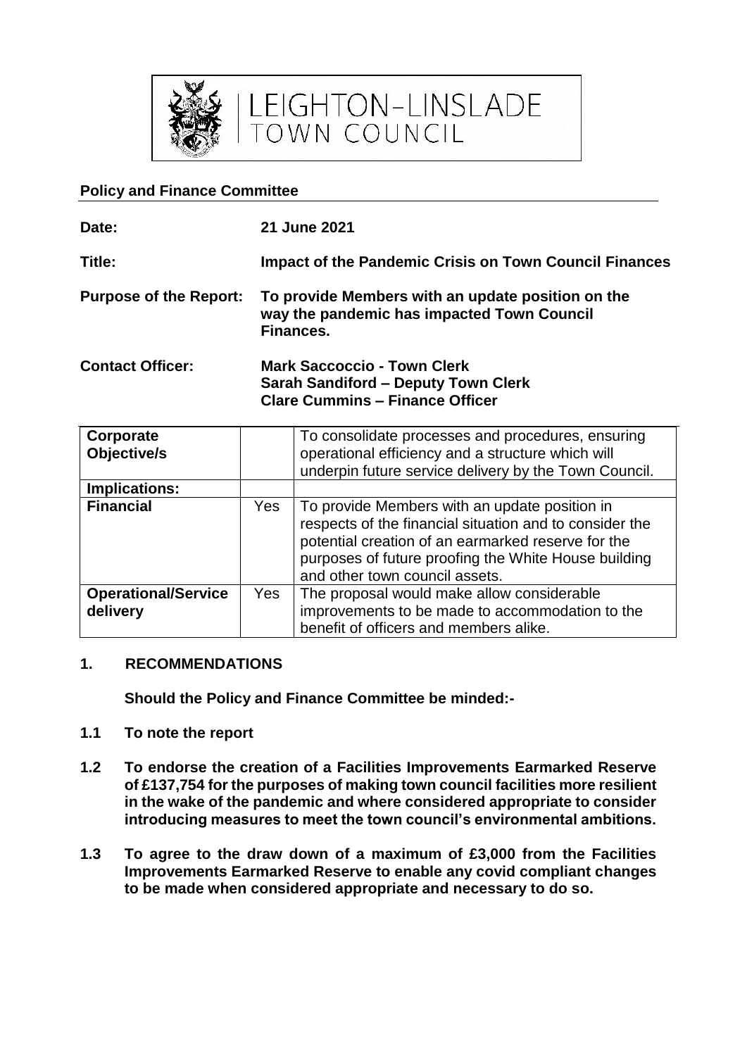LEIGHTON-LINSLADE
TOWN COUNCIL

**Policy and Finance Committee**

| | |
|---|---|
| **Date:** | **21 June 2021** |
| **Title:** | **Impact of the Pandemic Crisis on Town Council Finances** |
| **Purpose of the Report:** | **To provide Members with an update position on the way the pandemic has impacted Town Council Finances.** |
| **Contact Officer:** | **Mark Saccoccio - Town Clerk**<br>**Sarah Sandiford – Deputy Town Clerk**<br>**Clare Cummins – Finance Officer** |

| **Corporate Objective/s** | | To consolidate processes and procedures, ensuring operational efficiency and a structure which will underpin future service delivery by the Town Council. |
|---|---|---|
| **Implications:** | | |
| **Financial** | Yes | To provide Members with an update position in respects of the financial situation and to consider the potential creation of an earmarked reserve for the purposes of future proofing the White House building and other town council assets. |
| **Operational/Service delivery** | Yes | The proposal would make allow considerable improvements to be made to accommodation to the benefit of officers and members alike. |

## 1. RECOMMENDATIONS

**Should the Policy and Finance Committee be minded:-**

**1.1 To note the report**

**1.2 To endorse the creation of a Facilities Improvements Earmarked Reserve of £137,754 for the purposes of making town council facilities more resilient in the wake of the pandemic and where considered appropriate to consider introducing measures to meet the town council's environmental ambitions.**

**1.3 To agree to the draw down of a maximum of £3,000 from the Facilities Improvements Earmarked Reserve to enable any covid compliant changes to be made when considered appropriate and necessary to do so.**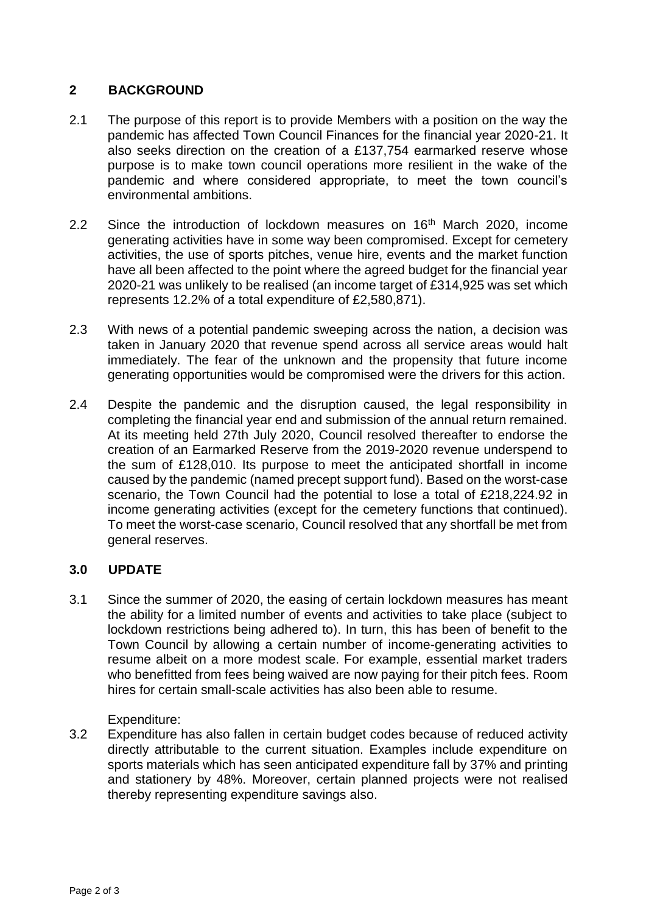## 2 BACKGROUND

2.1 The purpose of this report is to provide Members with a position on the way the pandemic has affected Town Council Finances for the financial year 2020-21. It also seeks direction on the creation of a £137,754 earmarked reserve whose purpose is to make town council operations more resilient in the wake of the pandemic and where considered appropriate, to meet the town council's environmental ambitions.

2.2 Since the introduction of lockdown measures on 16th March 2020, income generating activities have in some way been compromised. Except for cemetery activities, the use of sports pitches, venue hire, events and the market function have all been affected to the point where the agreed budget for the financial year 2020-21 was unlikely to be realised (an income target of £314,925 was set which represents 12.2% of a total expenditure of £2,580,871).

2.3 With news of a potential pandemic sweeping across the nation, a decision was taken in January 2020 that revenue spend across all service areas would halt immediately. The fear of the unknown and the propensity that future income generating opportunities would be compromised were the drivers for this action.

2.4 Despite the pandemic and the disruption caused, the legal responsibility in completing the financial year end and submission of the annual return remained. At its meeting held 27th July 2020, Council resolved thereafter to endorse the creation of an Earmarked Reserve from the 2019-2020 revenue underspend to the sum of £128,010. Its purpose to meet the anticipated shortfall in income caused by the pandemic (named precept support fund). Based on the worst-case scenario, the Town Council had the potential to lose a total of £218,224.92 in income generating activities (except for the cemetery functions that continued). To meet the worst-case scenario, Council resolved that any shortfall be met from general reserves.

## 3.0 UPDATE

3.1 Since the summer of 2020, the easing of certain lockdown measures has meant the ability for a limited number of events and activities to take place (subject to lockdown restrictions being adhered to). In turn, this has been of benefit to the Town Council by allowing a certain number of income-generating activities to resume albeit on a more modest scale. For example, essential market traders who benefitted from fees being waived are now paying for their pitch fees. Room hires for certain small-scale activities has also been able to resume.

Expenditure:

3.2 Expenditure has also fallen in certain budget codes because of reduced activity directly attributable to the current situation. Examples include expenditure on sports materials which has seen anticipated expenditure fall by 37% and printing and stationery by 48%. Moreover, certain planned projects were not realised thereby representing expenditure savings also.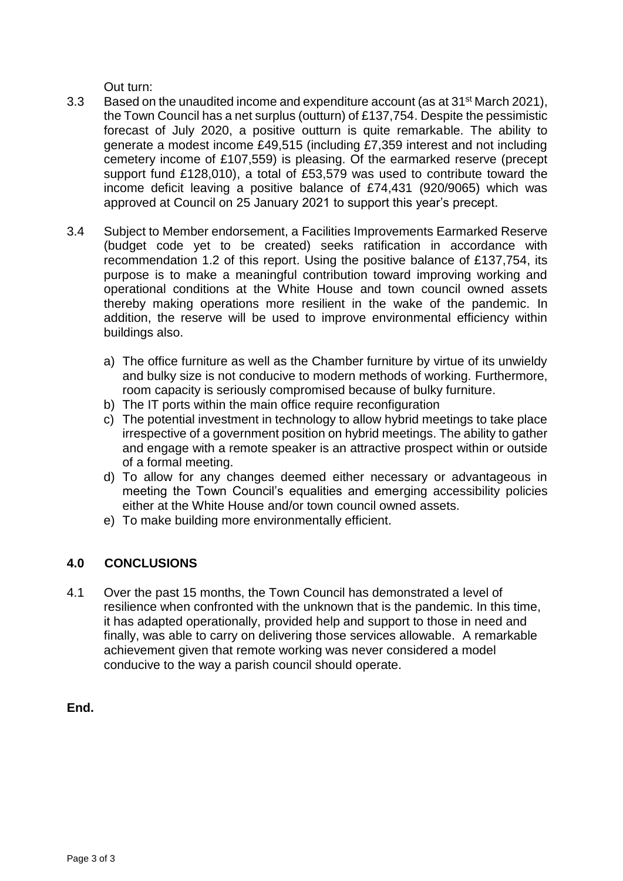Out turn:

3.3 Based on the unaudited income and expenditure account (as at 31st March 2021), the Town Council has a net surplus (outturn) of £137,754. Despite the pessimistic forecast of July 2020, a positive outturn is quite remarkable. The ability to generate a modest income £49,515 (including £7,359 interest and not including cemetery income of £107,559) is pleasing. Of the earmarked reserve (precept support fund £128,010), a total of £53,579 was used to contribute toward the income deficit leaving a positive balance of £74,431 (920/9065) which was approved at Council on 25 January 2021 to support this year's precept.

3.4 Subject to Member endorsement, a Facilities Improvements Earmarked Reserve (budget code yet to be created) seeks ratification in accordance with recommendation 1.2 of this report. Using the positive balance of £137,754, its purpose is to make a meaningful contribution toward improving working and operational conditions at the White House and town council owned assets thereby making operations more resilient in the wake of the pandemic. In addition, the reserve will be used to improve environmental efficiency within buildings also.

a) The office furniture as well as the Chamber furniture by virtue of its unwieldy and bulky size is not conducive to modern methods of working. Furthermore, room capacity is seriously compromised because of bulky furniture.
b) The IT ports within the main office require reconfiguration
c) The potential investment in technology to allow hybrid meetings to take place irrespective of a government position on hybrid meetings. The ability to gather and engage with a remote speaker is an attractive prospect within or outside of a formal meeting.
d) To allow for any changes deemed either necessary or advantageous in meeting the Town Council's equalities and emerging accessibility policies either at the White House and/or town council owned assets.
e) To make building more environmentally efficient.

## 4.0 CONCLUSIONS

4.1 Over the past 15 months, the Town Council has demonstrated a level of resilience when confronted with the unknown that is the pandemic. In this time, it has adapted operationally, provided help and support to those in need and finally, was able to carry on delivering those services allowable. A remarkable achievement given that remote working was never considered a model conducive to the way a parish council should operate.

**End.**